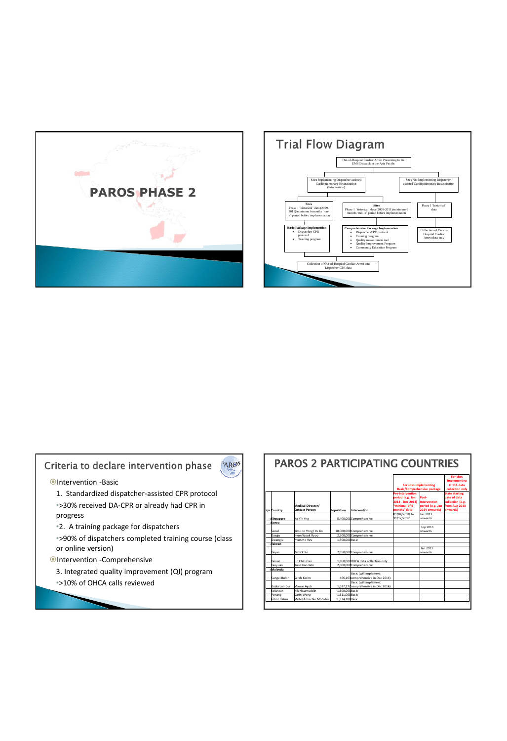# PAROS PHASE 2

## Trial Flow Diagram

Out-of-Hospital Cardiac Arrest Presenting to the EMS Dispatch in the Asia Pacific

Sites Implementing Dispatcher-assisted Cardiopulmonary Resuscitation (Intervention)

Sites Not Implementing Dispatcher-assisted Cardiopulmonary Resuscitation

**Sites**
Phase 1 'historical' data (2009-2011)/minimum 6 months 'run-in' period before implementation

**Sites**
Phase 1 'historical' data (2009-2011)/minimum 6 months 'run-in' period before implementation

Phase 1 'historical' data

**Basic Package Implementation**
- Dispatcher-CPR protocol
- Training program

**Comprehensive Package Implementation**
- Dispatcher-CPR protocol
- Training program
- Quality measurement tool
- Quality Improvement Program
- Community Education Program

Collection of Out-of-Hospital Cardiac Arrest data only

Collection of Out-of-Hospital Cardiac Arrest and Dispatcher CPR data

## Criteria to declare intervention phase

- Intervention -Basic
  1. Standardized dispatcher-assisted CPR protocol
     - >30% received DA-CPR or already had CPR in progress
  2. A training package for dispatchers
     - >90% of dispatchers completed training course (class or online version)
- Intervention -Comprehensive
  3. Integrated quality improvement (QI) program
     - >10% of OHCA calls reviewed

## PAROS 2 PARTICIPATING COUNTRIES

| | | | | | For sites implementing Basic/Comprehensive package | | For sites implementing OHCA data collection only |
|---|---|---|---|---|---|---|---|
| S/N | Country | Medical Director/ Contact Person | Population | Intervention | Pre-intervention period (e.g. Jan 2012 - Dec 2013) *minimal of 6 months' data | Post-intervention period (e.g. Jan 2014 onwards) | State starting date of data collection (e.g. from Aug 2013 onwards) |
| 1 | Singapore | Ng Yih Yng | 5,400,000 | Comprehensive | 01/04/2010 to 31/12/2012 | Jan 2013 onwards | |
| 2 | Korea | | | | | | |
| | Seoul | Kim Joo Yong/ Yu Jin | 10,000,000 | Comprehensive | | Sep 2013 onwards | |
| | Daegu | Hyun Wook Ryoo | 2,500,000 | Comprehensive | | | |
| | Gwangju | Hyun Ho Ryu | 1,500,000 | Basic | | | |
| 3 | Taiwan | | | | | | |
| | Taipei | Patrick Ko | 2,650,000 | Comprehensive | | Jan 2013 onwards | |
| | Tainan | Lin Chih-Hao | 1,800,000 | OHCA data collection only | | | |
| | Taoyuan | Kuo Chan-Wei | 2,000,000 | Comprehensive | | | |
| 4 | Malaysia | | | | | | |
| | Sungei Buloh | Sarah Karim | 466,163 | Basic (will implement comprehensive in Dec 2014) | | | |
| | Kuala Lumpur | Mawar Ayub | 1,627,172 | Basic (will implement comprehensive in Dec 2014) | | | |
| | Kelantan | Nik Hisamuddin | 1,600,000 | Basic | | | |
| | Penang | Darin Wong | 1,611,000 | Basic | | | |
| | Johor Bahru | Mohd Amin Bin Mohidin | 1 ,334,188 | Basic | | | |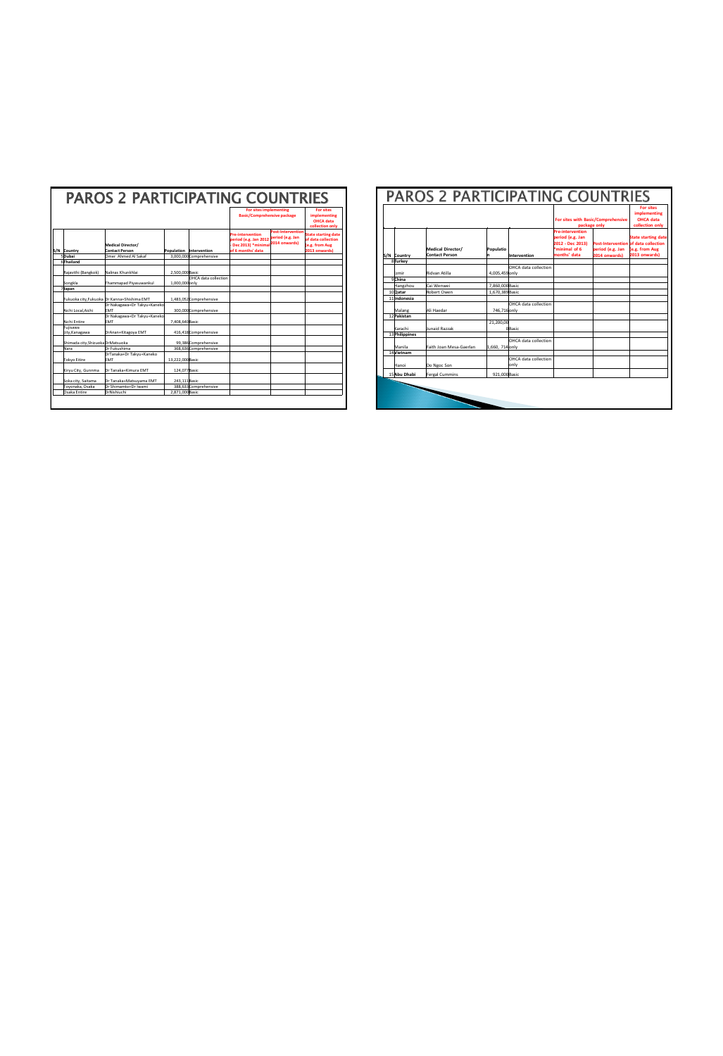# PAROS 2 PARTICIPATING COUNTRIES

| S/N | Country | Medical Director/ Contact Person | Population | Intervention | Pre-intervention period (e.g. Jan 2012 - Dec 2013) *minimal of 6 months' data | Post-intervention period (e.g. Jan 2014 onwards) | State starting date of data collection (e.g. from Aug 2013 onwards) |
|---|---|---|---|---|---|---|---|
| | | | | | For sites implementing Basic/Comprehensive package | | For sites implementing OHCA data collection only |
| 5 | Dubai | Omer Ahmed Al Sakaf | 3,000,000 | Comprehensive | | | |
| 6 | Thailand | | | | | | |
| | Rajavithi (Bangkok) | Nalinas Khunkhlai | 2,500,000 | Basic | | | |
| | Songkla | Thammapad Piyasuwankul | 1,000,000 | OHCA data collection only | | | |
| 7 | Japan | | | | | | |
| | Fukuoka city,Fukuoka | Dr Kanna+Shishima EMT | 1,483,052 | Comprehensive | | | |
| | Aichi Local,Aichi | Dr Nakagawa+Dr Takyu+Kaneko EMT | 300,000 | Comprehensive | | | |
| | Aichi Entire | Dr Nakagawa+Dr Takyu+Kaneko EMT | 7,408,640 | Basic | | | |
| | Fujisawa city,Kanagawa | DrAnan+Kitagoya EMT | 416,418 | Comprehensive | | | |
| | Shimada city,Shizuoka | DrMatsuoka | 99,386 | Comprehensive | | | |
| | Nara | Dr Fukushima | 368,636 | Comprehensive | | | |
| | Tokyo Etire | DrTanaka+Dr Takyu+Kaneko EMT | 13,222,000 | Basic | | | |
| | Kiryu City, Gunnma | Dr Tanaka+Kimura EMT | 124,077 | Basic | | | |
| | Soka city, Saitama | Dr Tanaka+Matsuyama EMT | 243,111 | Basic | | | |
| | Toyonaka, Osaka | Dr Shimamto+Dr Iwami | 388,631 | Comprehensive | | | |
| | Osaka Entire | DrNishiuchi | 2,871,000 | Basic | | | |

# PAROS 2 PARTICIPATING COUNTRIES

| S/N | Country | Medical Director/ Contact Person | Population | Intervention | Pre-intervention period (e.g. Jan 2012 - Dec 2013) *minimal of 6 months' data | Post-intervention period (e.g. Jan 2014 onwards) | State starting date of data collection (e.g. from Aug 2013 onwards) |
|---|---|---|---|---|---|---|---|
| | | | | | For sites with Basic/Comprehensive package only | | For sites implementing OHCA data collection only |
| 8 | Turkey | | | | | | |
| | Izmir | Ridvan Atilla | 4,005,459 | OHCA data collection only | | | |
| 9 | China | | | | | | |
| | Hangzhou | Cai Wenwei | 7,860,000 | Basic | | | |
| 10 | Qatar | Robert Owen | 1,670,389 | Basic | | | |
| 11 | Indonesia | | | | | | |
| | Malang | Ali Haedar | 746,716 | OHCA data collection only | | | |
| 12 | Pakistan | | | | | | |
| | Karachi | Junaid Razzak | 21,200,000 | Basic | | | |
| 13 | Philippines | | | | | | |
| | Manila | Faith Joan Mesa-Gaerlan | 1,660, 714 | OHCA data collection only | | | |
| 14 | Vietnam | | | | | | |
| | Hanoi | Do Ngoc Son | | OHCA data collection only | | | |
| 15 | Abu Dhabi | Fergal Cummins | 921,000 | Basic | | | |